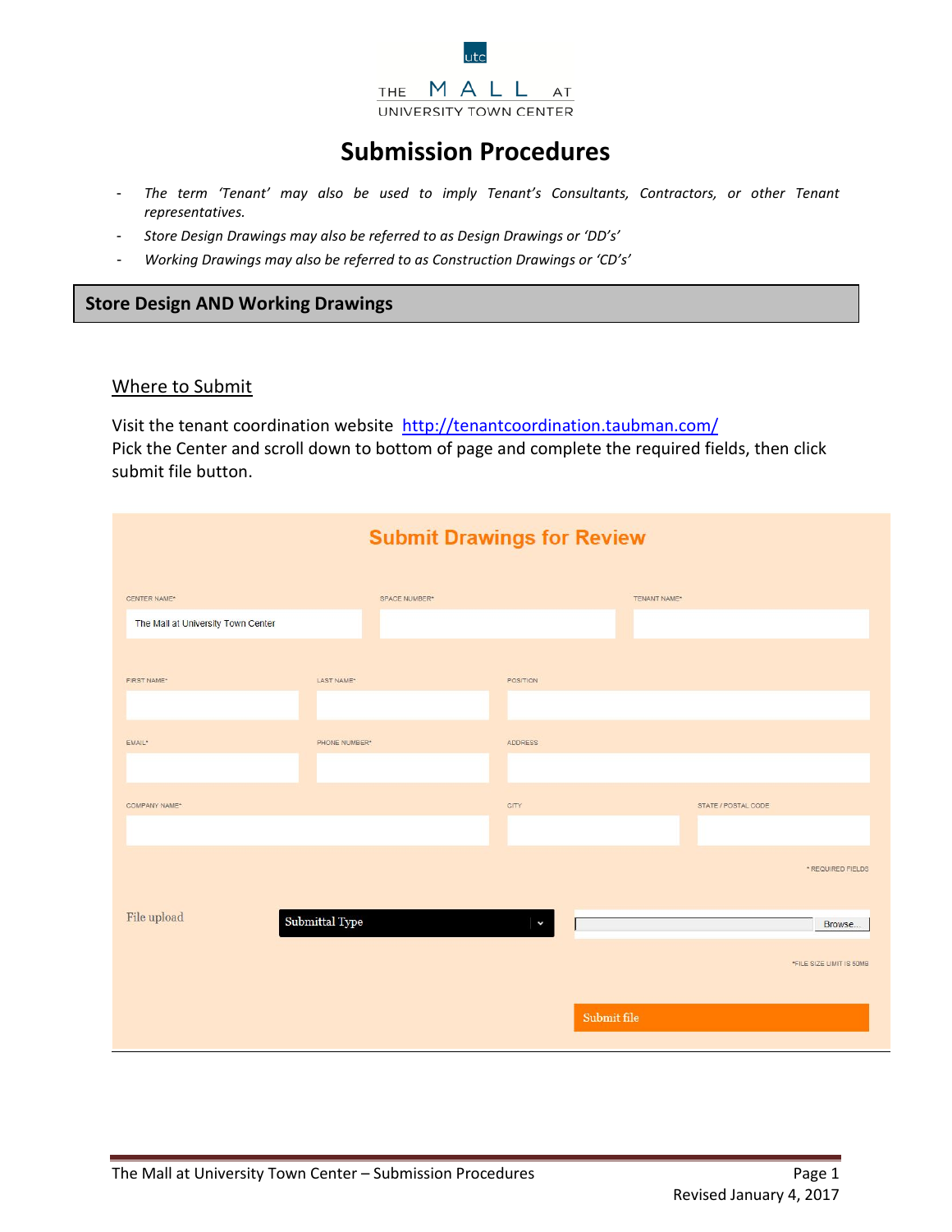THE MALL AT UNIVERSITY TOWN CENTER

# Submission Procedures

- *The term 'Tenant' may also be used to imply Tenant's Consultants, Contractors, or other Tenant representatives.*
- *Store Design Drawings may also be referred to as Design Drawings or 'DD's'*
- *Working Drawings may also be referred to as Construction Drawings or 'CD's'*

## Store Design AND Working Drawings

### Where to Submit

Visit the tenant coordination website http://tenantcoordination.taubman.com/
Pick the Center and scroll down to bottom of page and complete the required fields, then click submit file button.

**Submit Drawings for Review**

CENTER NAME*: The Mall at University Town Center
SPACE NUMBER*
TENANT NAME*
FIRST NAME*
LAST NAME*
POSITION
EMAIL*
PHONE NUMBER*
ADDRESS
COMPANY NAME*
CITY
STATE / POSTAL CODE

\* REQUIRED FIELDS

File upload — Submittal Type — Browse...

*FILE SIZE LIMIT IS 50MB

Submit file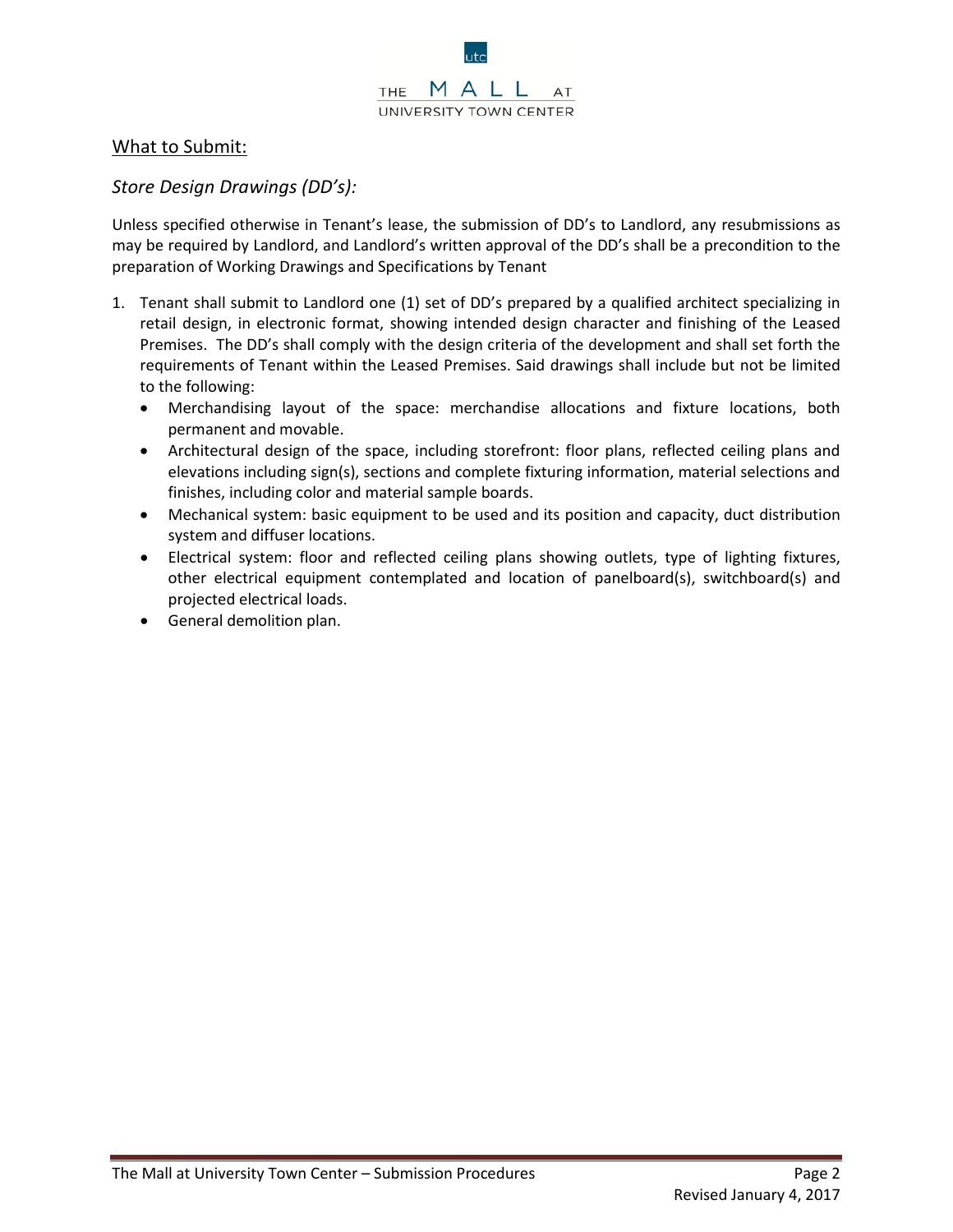## What to Submit:

### *Store Design Drawings (DD's):*

Unless specified otherwise in Tenant's lease, the submission of DD's to Landlord, any resubmissions as may be required by Landlord, and Landlord's written approval of the DD's shall be a precondition to the preparation of Working Drawings and Specifications by Tenant

1. Tenant shall submit to Landlord one (1) set of DD's prepared by a qualified architect specializing in retail design, in electronic format, showing intended design character and finishing of the Leased Premises. The DD's shall comply with the design criteria of the development and shall set forth the requirements of Tenant within the Leased Premises. Said drawings shall include but not be limited to the following:
   - Merchandising layout of the space: merchandise allocations and fixture locations, both permanent and movable.
   - Architectural design of the space, including storefront: floor plans, reflected ceiling plans and elevations including sign(s), sections and complete fixturing information, material selections and finishes, including color and material sample boards.
   - Mechanical system: basic equipment to be used and its position and capacity, duct distribution system and diffuser locations.
   - Electrical system: floor and reflected ceiling plans showing outlets, type of lighting fixtures, other electrical equipment contemplated and location of panelboard(s), switchboard(s) and projected electrical loads.
   - General demolition plan.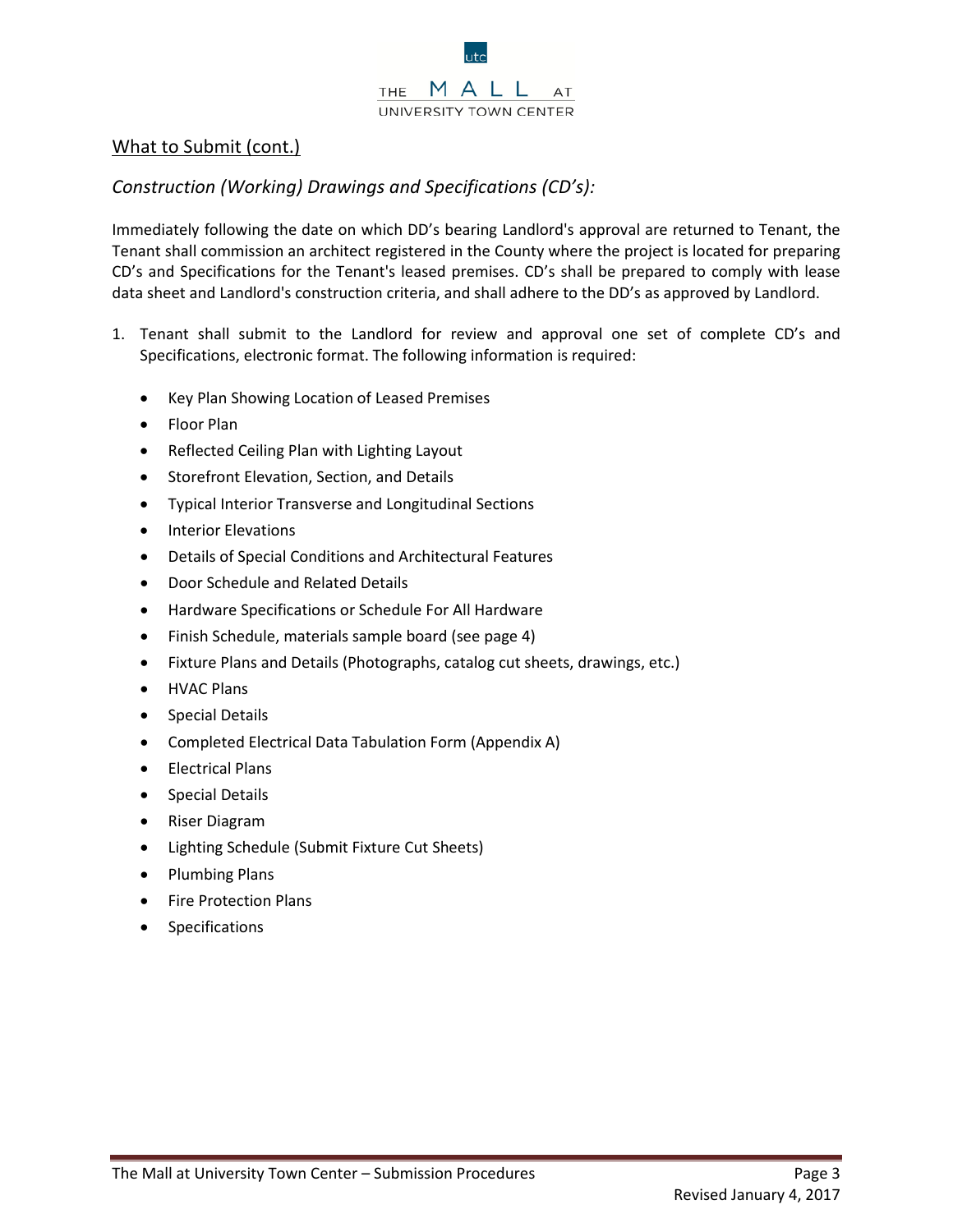## What to Submit (cont.)

### *Construction (Working) Drawings and Specifications (CD's):*

Immediately following the date on which DD's bearing Landlord's approval are returned to Tenant, the Tenant shall commission an architect registered in the County where the project is located for preparing CD's and Specifications for the Tenant's leased premises. CD's shall be prepared to comply with lease data sheet and Landlord's construction criteria, and shall adhere to the DD's as approved by Landlord.

1. Tenant shall submit to the Landlord for review and approval one set of complete CD's and Specifications, electronic format. The following information is required:

   - Key Plan Showing Location of Leased Premises
   - Floor Plan
   - Reflected Ceiling Plan with Lighting Layout
   - Storefront Elevation, Section, and Details
   - Typical Interior Transverse and Longitudinal Sections
   - Interior Elevations
   - Details of Special Conditions and Architectural Features
   - Door Schedule and Related Details
   - Hardware Specifications or Schedule For All Hardware
   - Finish Schedule, materials sample board (see page 4)
   - Fixture Plans and Details (Photographs, catalog cut sheets, drawings, etc.)
   - HVAC Plans
   - Special Details
   - Completed Electrical Data Tabulation Form (Appendix A)
   - Electrical Plans
   - Special Details
   - Riser Diagram
   - Lighting Schedule (Submit Fixture Cut Sheets)
   - Plumbing Plans
   - Fire Protection Plans
   - Specifications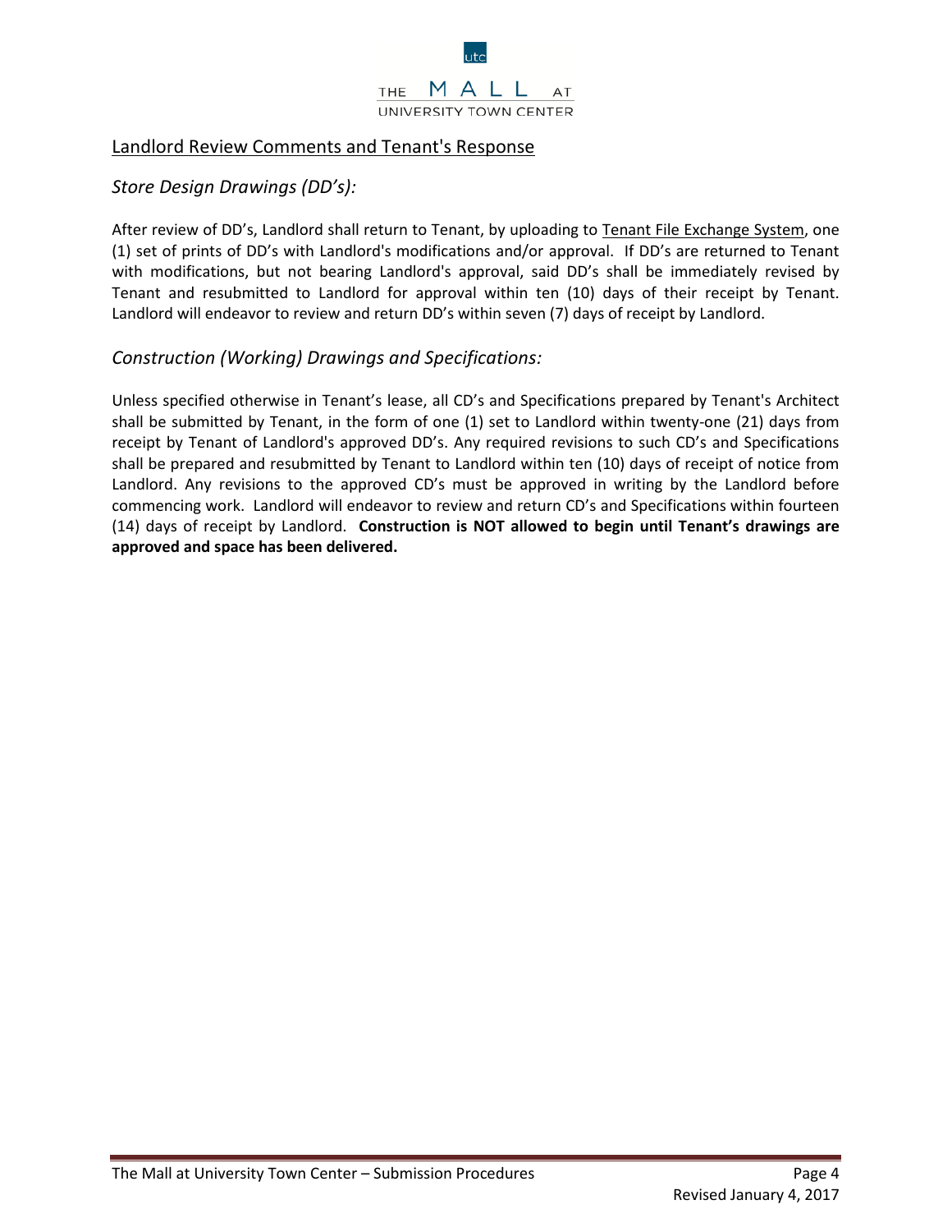## Landlord Review Comments and Tenant's Response

### *Store Design Drawings (DD's):*

After review of DD's, Landlord shall return to Tenant, by uploading to Tenant File Exchange System, one (1) set of prints of DD's with Landlord's modifications and/or approval. If DD's are returned to Tenant with modifications, but not bearing Landlord's approval, said DD's shall be immediately revised by Tenant and resubmitted to Landlord for approval within ten (10) days of their receipt by Tenant. Landlord will endeavor to review and return DD's within seven (7) days of receipt by Landlord.

### *Construction (Working) Drawings and Specifications:*

Unless specified otherwise in Tenant's lease, all CD's and Specifications prepared by Tenant's Architect shall be submitted by Tenant, in the form of one (1) set to Landlord within twenty-one (21) days from receipt by Tenant of Landlord's approved DD's. Any required revisions to such CD's and Specifications shall be prepared and resubmitted by Tenant to Landlord within ten (10) days of receipt of notice from Landlord. Any revisions to the approved CD's must be approved in writing by the Landlord before commencing work. Landlord will endeavor to review and return CD's and Specifications within fourteen (14) days of receipt by Landlord. **Construction is NOT allowed to begin until Tenant's drawings are approved and space has been delivered.**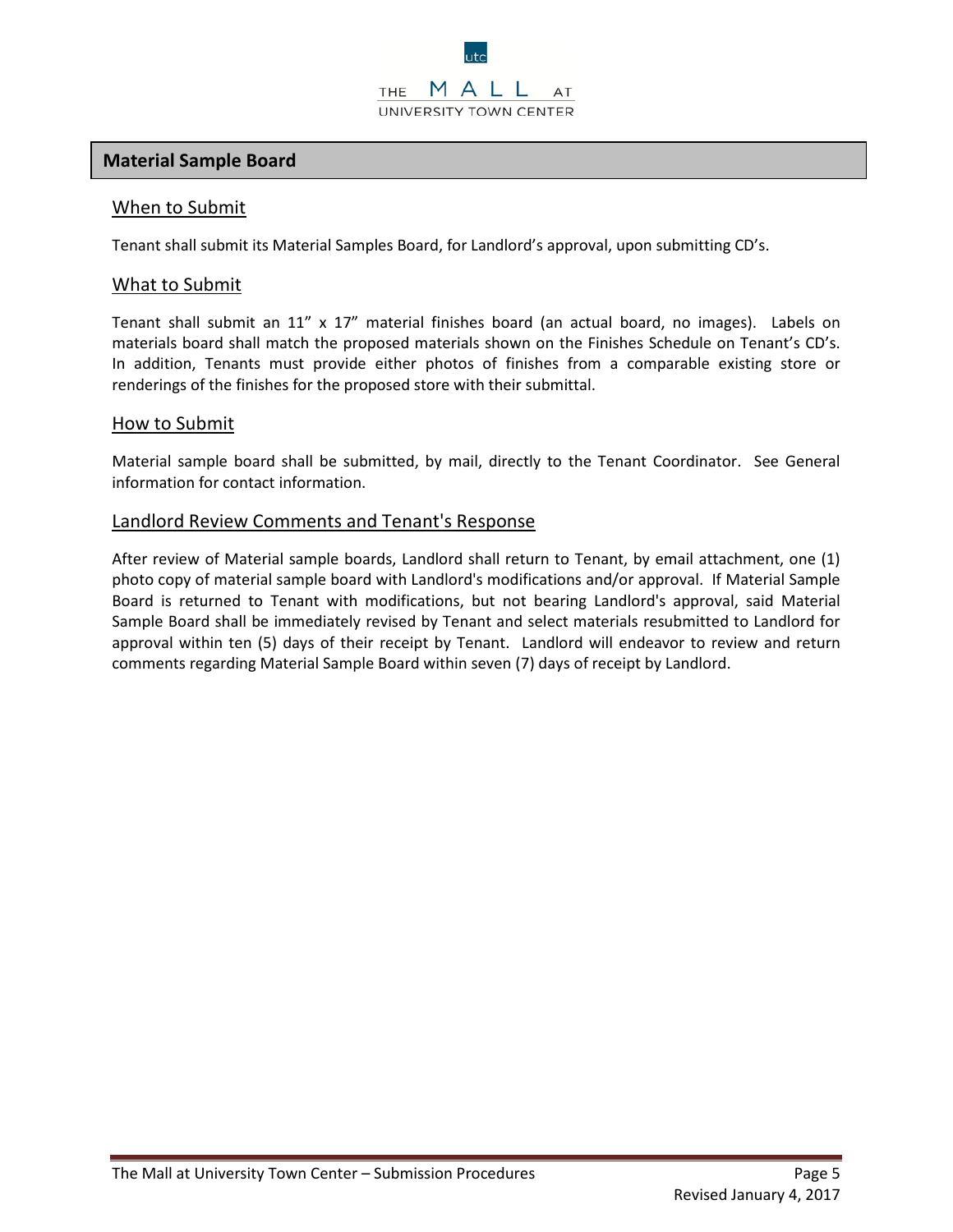## Material Sample Board

### When to Submit

Tenant shall submit its Material Samples Board, for Landlord's approval, upon submitting CD's.

### What to Submit

Tenant shall submit an 11" x 17" material finishes board (an actual board, no images). Labels on materials board shall match the proposed materials shown on the Finishes Schedule on Tenant's CD's. In addition, Tenants must provide either photos of finishes from a comparable existing store or renderings of the finishes for the proposed store with their submittal.

### How to Submit

Material sample board shall be submitted, by mail, directly to the Tenant Coordinator. See General information for contact information.

### Landlord Review Comments and Tenant's Response

After review of Material sample boards, Landlord shall return to Tenant, by email attachment, one (1) photo copy of material sample board with Landlord's modifications and/or approval. If Material Sample Board is returned to Tenant with modifications, but not bearing Landlord's approval, said Material Sample Board shall be immediately revised by Tenant and select materials resubmitted to Landlord for approval within ten (5) days of their receipt by Tenant. Landlord will endeavor to review and return comments regarding Material Sample Board within seven (7) days of receipt by Landlord.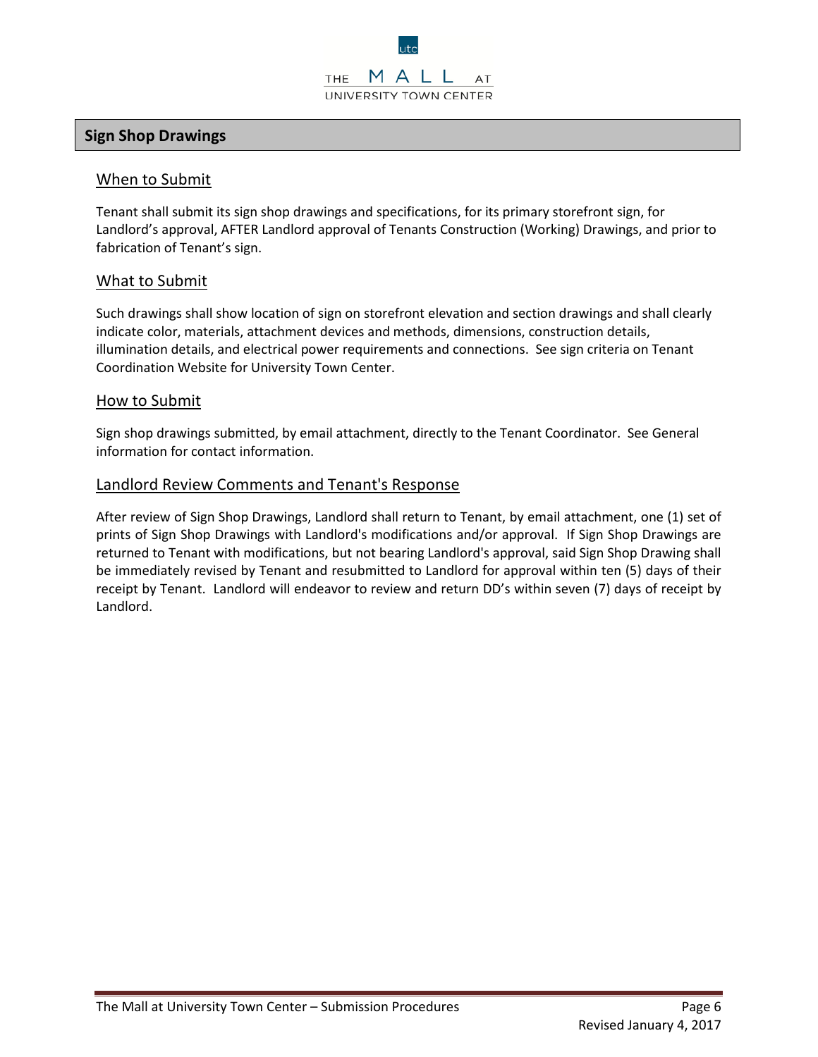## Sign Shop Drawings

### When to Submit

Tenant shall submit its sign shop drawings and specifications, for its primary storefront sign, for Landlord's approval, AFTER Landlord approval of Tenants Construction (Working) Drawings, and prior to fabrication of Tenant's sign.

### What to Submit

Such drawings shall show location of sign on storefront elevation and section drawings and shall clearly indicate color, materials, attachment devices and methods, dimensions, construction details, illumination details, and electrical power requirements and connections. See sign criteria on Tenant Coordination Website for University Town Center.

### How to Submit

Sign shop drawings submitted, by email attachment, directly to the Tenant Coordinator. See General information for contact information.

### Landlord Review Comments and Tenant's Response

After review of Sign Shop Drawings, Landlord shall return to Tenant, by email attachment, one (1) set of prints of Sign Shop Drawings with Landlord's modifications and/or approval. If Sign Shop Drawings are returned to Tenant with modifications, but not bearing Landlord's approval, said Sign Shop Drawing shall be immediately revised by Tenant and resubmitted to Landlord for approval within ten (5) days of their receipt by Tenant. Landlord will endeavor to review and return DD's within seven (7) days of receipt by Landlord.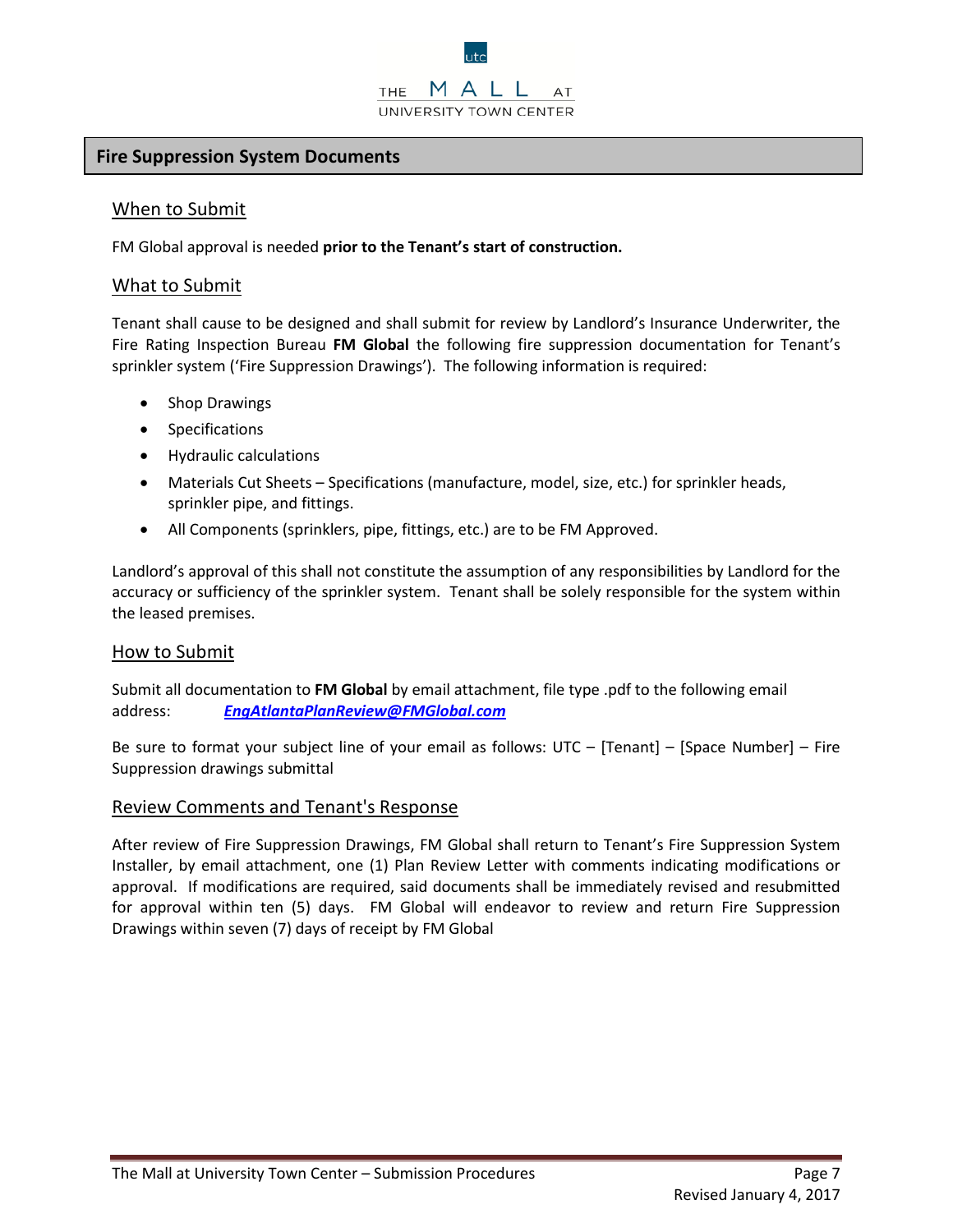## Fire Suppression System Documents

### When to Submit

FM Global approval is needed **prior to the Tenant's start of construction.**

### What to Submit

Tenant shall cause to be designed and shall submit for review by Landlord's Insurance Underwriter, the Fire Rating Inspection Bureau **FM Global** the following fire suppression documentation for Tenant's sprinkler system ('Fire Suppression Drawings'). The following information is required:

- Shop Drawings
- Specifications
- Hydraulic calculations
- Materials Cut Sheets – Specifications (manufacture, model, size, etc.) for sprinkler heads, sprinkler pipe, and fittings.
- All Components (sprinklers, pipe, fittings, etc.) are to be FM Approved.

Landlord's approval of this shall not constitute the assumption of any responsibilities by Landlord for the accuracy or sufficiency of the sprinkler system. Tenant shall be solely responsible for the system within the leased premises.

### How to Submit

Submit all documentation to **FM Global** by email attachment, file type .pdf to the following email address: ***EngAtlantaPlanReview@FMGlobal.com***

Be sure to format your subject line of your email as follows: UTC – [Tenant] – [Space Number] – Fire Suppression drawings submittal

### Review Comments and Tenant's Response

After review of Fire Suppression Drawings, FM Global shall return to Tenant's Fire Suppression System Installer, by email attachment, one (1) Plan Review Letter with comments indicating modifications or approval. If modifications are required, said documents shall be immediately revised and resubmitted for approval within ten (5) days. FM Global will endeavor to review and return Fire Suppression Drawings within seven (7) days of receipt by FM Global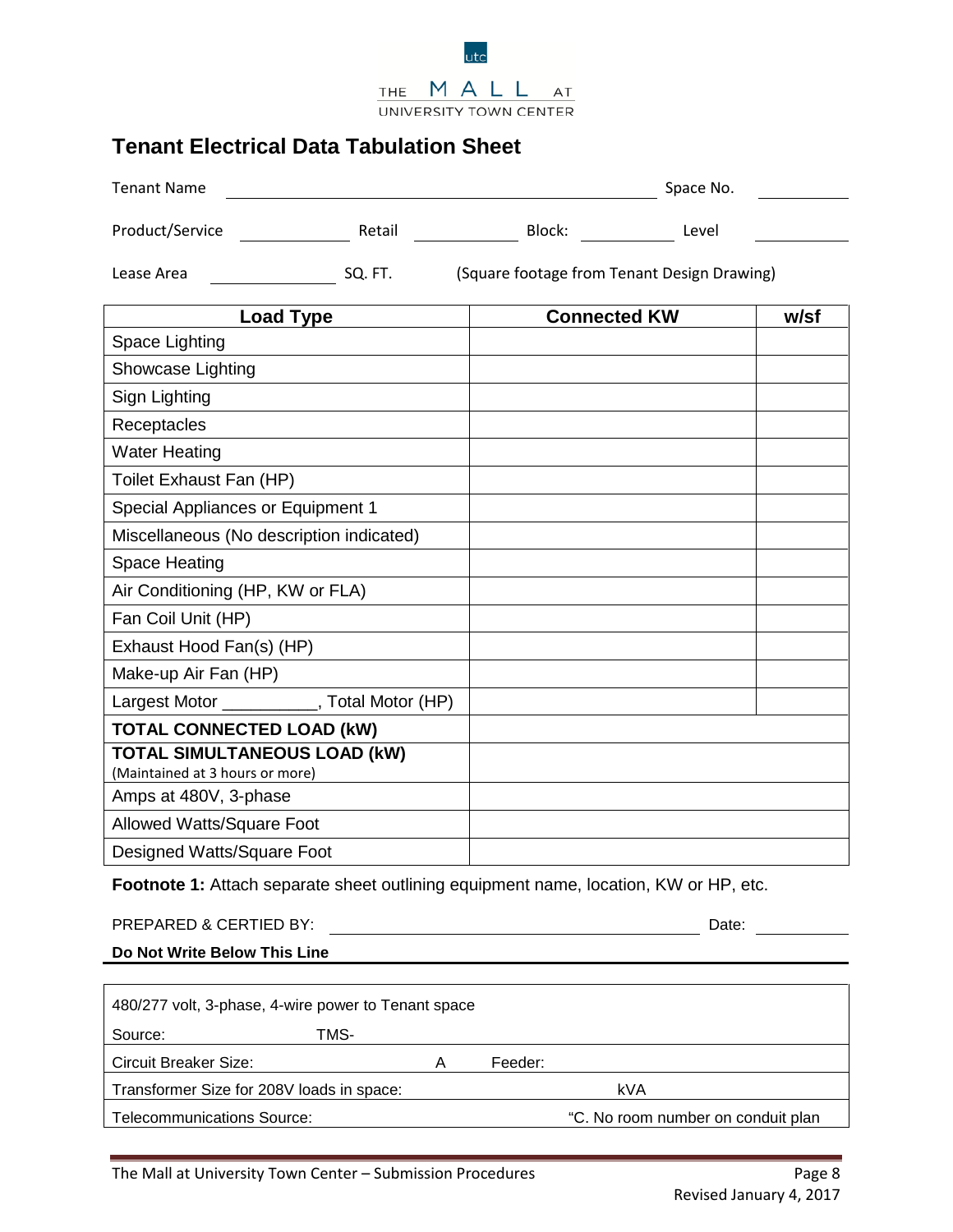THE MALL AT UNIVERSITY TOWN CENTER

## Tenant Electrical Data Tabulation Sheet

Tenant Name \_\_\_\_\_\_\_\_\_\_\_\_\_\_\_\_\_\_\_\_\_\_\_\_\_\_\_\_\_\_\_\_\_\_\_\_\_\_\_\_ Space No. \_\_\_\_\_\_\_\_\_\_

Product/Service \_\_\_\_\_\_\_\_\_\_ Retail \_\_\_\_\_\_\_\_\_\_ Block: \_\_\_\_\_\_\_\_\_\_ Level \_\_\_\_\_\_\_\_\_\_

Lease Area \_\_\_\_\_\_\_\_\_\_\_\_ SQ. FT. (Square footage from Tenant Design Drawing)

| Load Type | Connected KW | w/sf |
|---|---|---|
| Space Lighting | | |
| Showcase Lighting | | |
| Sign Lighting | | |
| Receptacles | | |
| Water Heating | | |
| Toilet Exhaust Fan (HP) | | |
| Special Appliances or Equipment 1 | | |
| Miscellaneous (No description indicated) | | |
| Space Heating | | |
| Air Conditioning (HP, KW or FLA) | | |
| Fan Coil Unit (HP) | | |
| Exhaust Hood Fan(s) (HP) | | |
| Make-up Air Fan (HP) | | |
| Largest Motor \_\_\_\_\_\_\_\_\_\_, Total Motor (HP) | | |
| **TOTAL CONNECTED LOAD (kW)** | | |
| **TOTAL SIMULTANEOUS LOAD (kW)** (Maintained at 3 hours or more) | | |
| Amps at 480V, 3-phase | | |
| Allowed Watts/Square Foot | | |
| Designed Watts/Square Foot | | |

**Footnote 1:** Attach separate sheet outlining equipment name, location, KW or HP, etc.

PREPARED & CERTIED BY: \_\_\_\_\_\_\_\_\_\_\_\_\_\_\_\_\_\_\_\_\_\_\_\_\_\_\_\_\_\_\_\_\_\_\_\_\_\_\_\_ Date: \_\_\_\_\_\_\_\_\_\_

**Do Not Write Below This Line**

| | | | |
|---|---|---|---|
| 480/277 volt, 3-phase, 4-wire power to Tenant space | | | |
| Source: | TMS- | | |
| Circuit Breaker Size: | A | Feeder: | |
| Transformer Size for 208V loads in space: | | kVA | |
| Telecommunications Source: | | "C. No room number on conduit plan | |